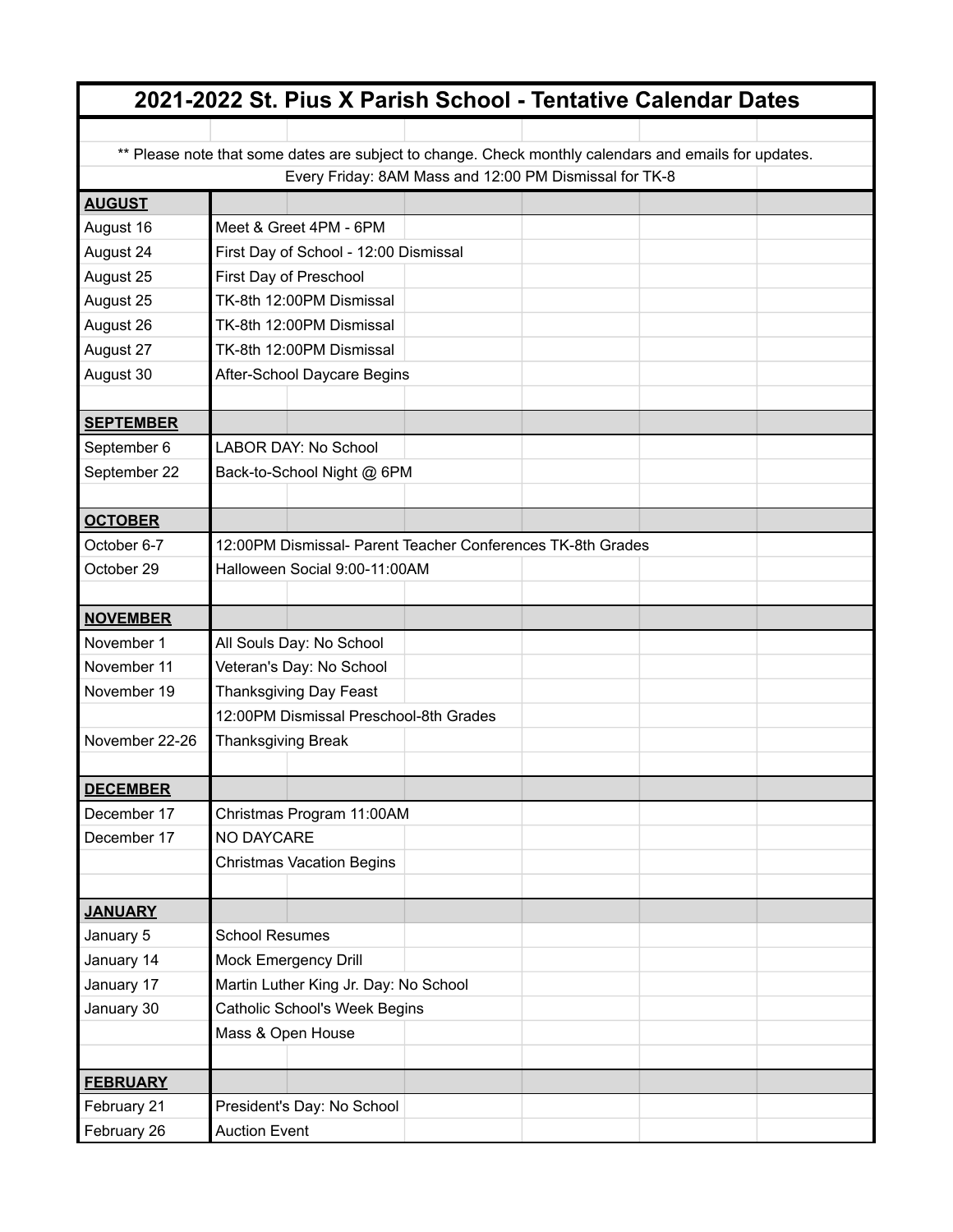# 2021-2022 St. Pius X Parish School - Tentative Calendar Dates

** Please note that some dates are subject to change. Check monthly calendars and emails for updates.

Every Friday: 8AM Mass and 12:00 PM Dismissal for TK-8

| Date | Event |
|---|---|
| **AUGUST** | |
| August 16 | Meet & Greet 4PM - 6PM |
| August 24 | First Day of School - 12:00 Dismissal |
| August 25 | First Day of Preschool |
| August 25 | TK-8th 12:00PM Dismissal |
| August 26 | TK-8th 12:00PM Dismissal |
| August 27 | TK-8th 12:00PM Dismissal |
| August 30 | After-School Daycare Begins |
| | |
| **SEPTEMBER** | |
| September 6 | LABOR DAY: No School |
| September 22 | Back-to-School Night @ 6PM |
| | |
| **OCTOBER** | |
| October 6-7 | 12:00PM Dismissal- Parent Teacher Conferences TK-8th Grades |
| October 29 | Halloween Social 9:00-11:00AM |
| | |
| **NOVEMBER** | |
| November 1 | All Souls Day: No School |
| November 11 | Veteran's Day: No School |
| November 19 | Thanksgiving Day Feast |
| | 12:00PM Dismissal Preschool-8th Grades |
| November 22-26 | Thanksgiving Break |
| | |
| **DECEMBER** | |
| December 17 | Christmas Program 11:00AM |
| December 17 | NO DAYCARE |
| | Christmas Vacation Begins |
| | |
| **JANUARY** | |
| January 5 | School Resumes |
| January 14 | Mock Emergency Drill |
| January 17 | Martin Luther King Jr. Day: No School |
| January 30 | Catholic School's Week Begins |
| | Mass & Open House |
| | |
| **FEBRUARY** | |
| February 21 | President's Day: No School |
| February 26 | Auction Event |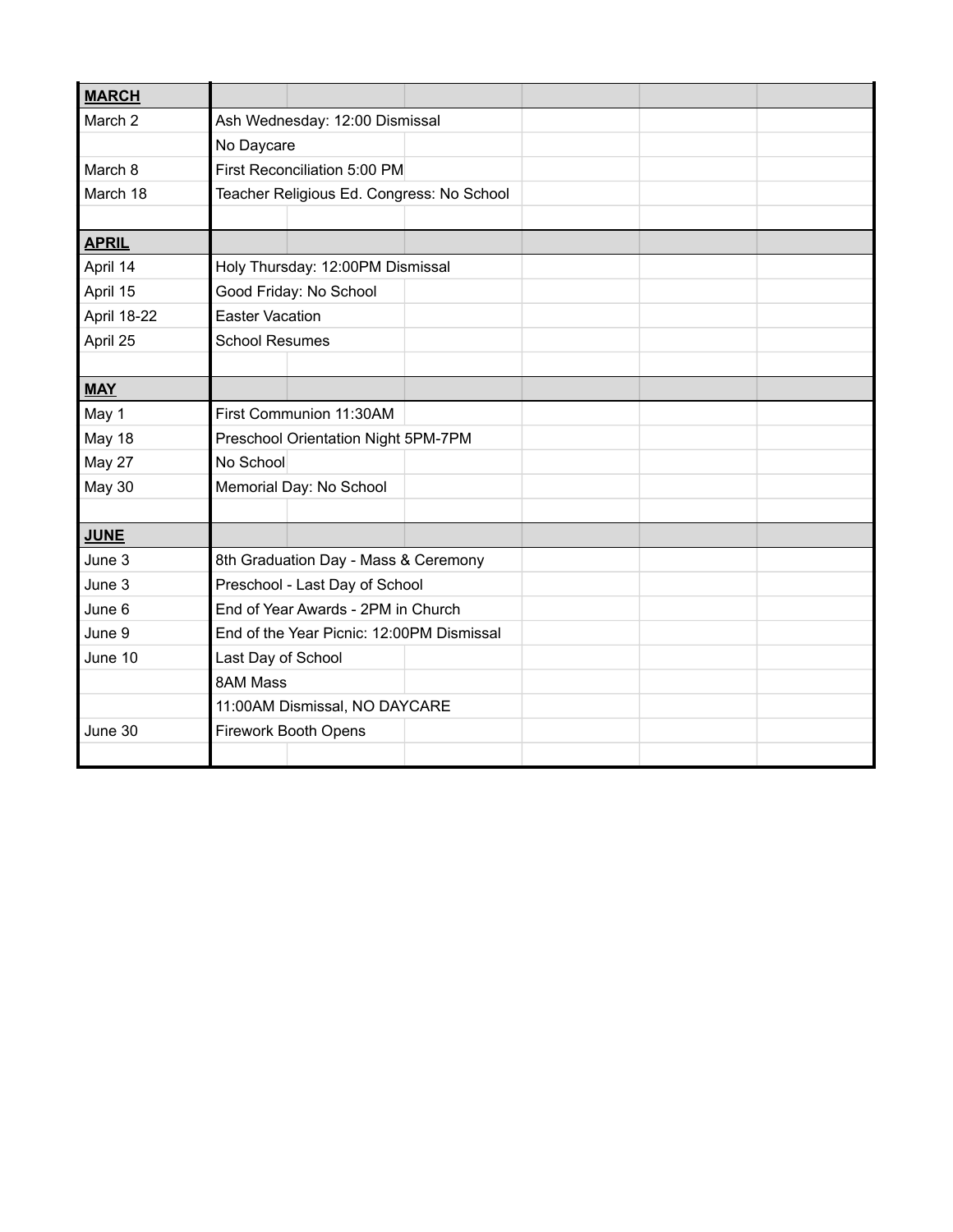| | |
|---|---|
| **MARCH** | |
| March 2 | Ash Wednesday: 12:00 Dismissal |
| | No Daycare |
| March 8 | First Reconciliation 5:00 PM |
| March 18 | Teacher Religious Ed. Congress: No School |
| | |
| **APRIL** | |
| April 14 | Holy Thursday: 12:00PM Dismissal |
| April 15 | Good Friday: No School |
| April 18-22 | Easter Vacation |
| April 25 | School Resumes |
| | |
| **MAY** | |
| May 1 | First Communion 11:30AM |
| May 18 | Preschool Orientation Night 5PM-7PM |
| May 27 | No School |
| May 30 | Memorial Day: No School |
| | |
| **JUNE** | |
| June 3 | 8th Graduation Day - Mass & Ceremony |
| June 3 | Preschool - Last Day of School |
| June 6 | End of Year Awards - 2PM in Church |
| June 9 | End of the Year Picnic: 12:00PM Dismissal |
| June 10 | Last Day of School |
| | 8AM Mass |
| | 11:00AM Dismissal, NO DAYCARE |
| June 30 | Firework Booth Opens |